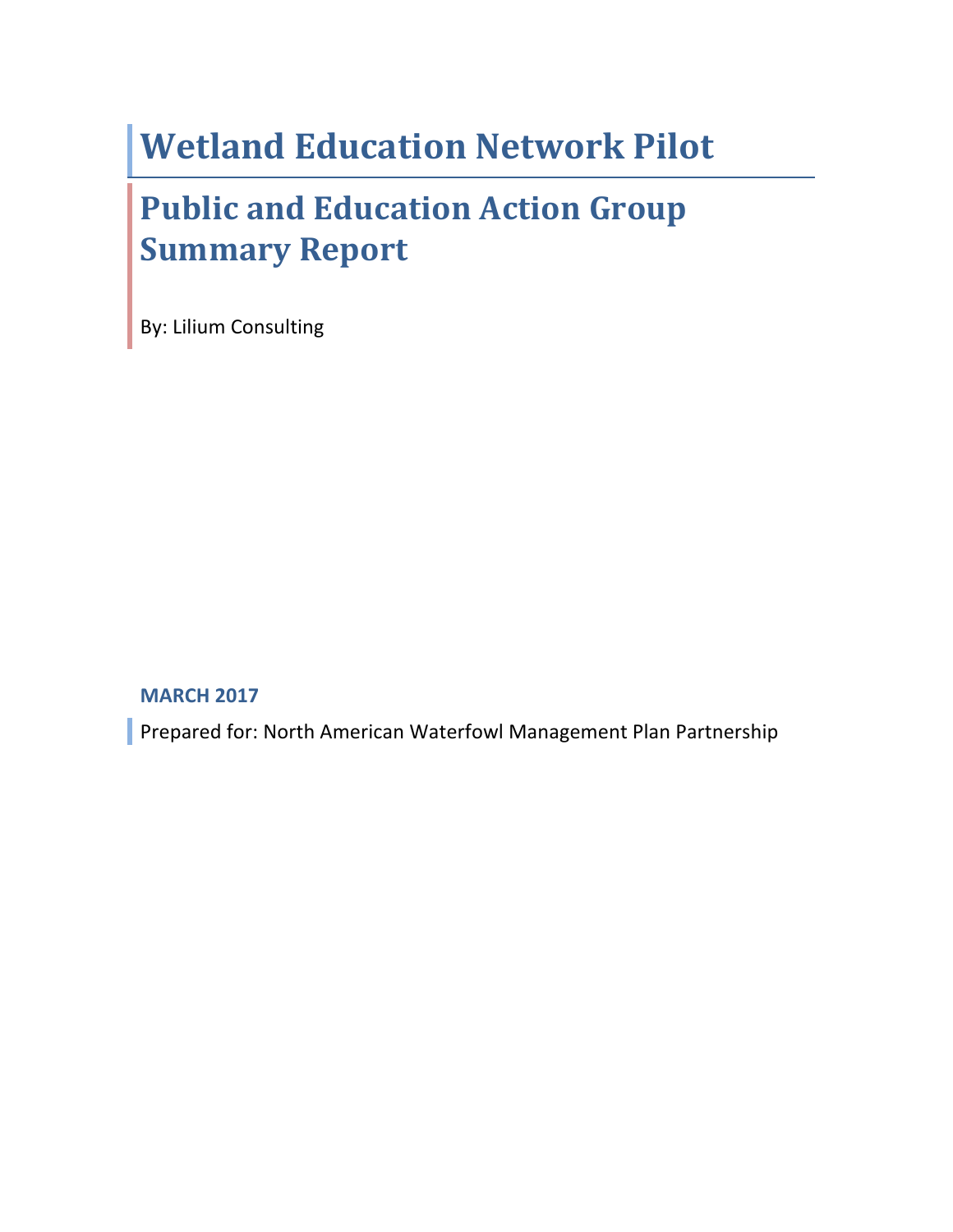# Wetland Education Network Pilot

## Public and Education Action Group Summary Report

By: Lilium Consulting

**MARCH 2017**

Prepared for: North American Waterfowl Management Plan Partnership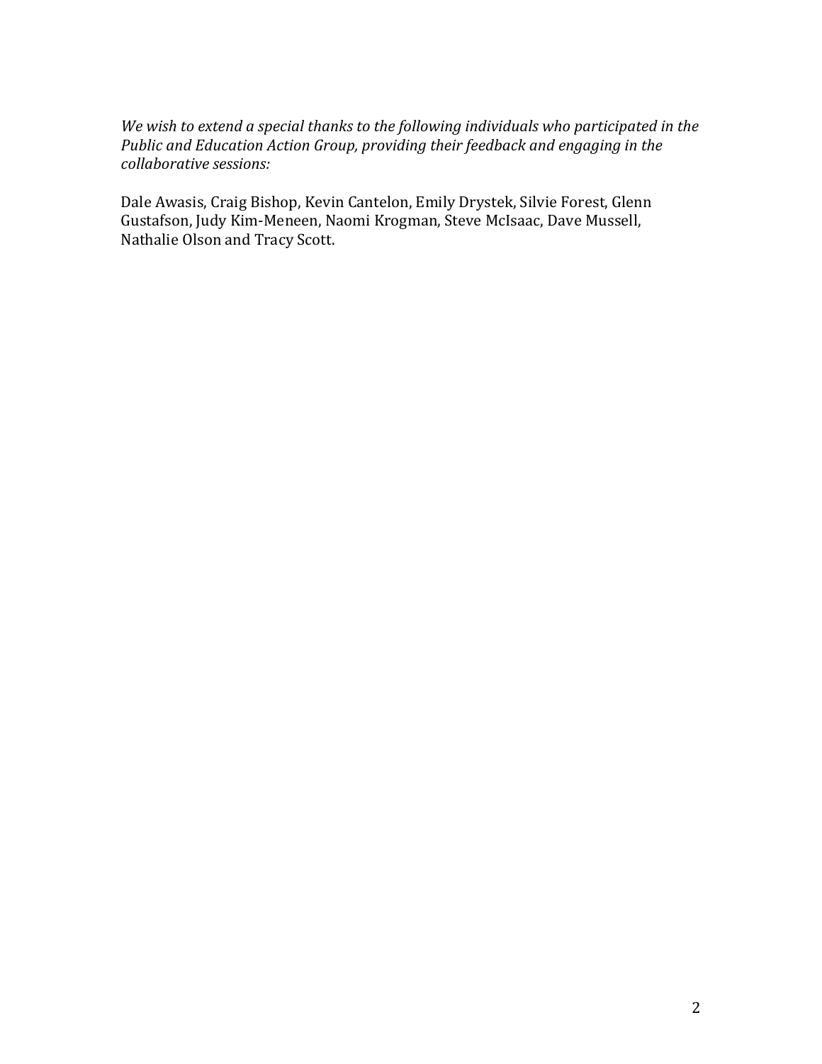*We wish to extend a special thanks to the following individuals who participated in the Public and Education Action Group, providing their feedback and engaging in the collaborative sessions:*

Dale Awasis, Craig Bishop, Kevin Cantelon, Emily Drystek, Silvie Forest, Glenn Gustafson, Judy Kim-Meneen, Naomi Krogman, Steve McIsaac, Dave Mussell, Nathalie Olson and Tracy Scott.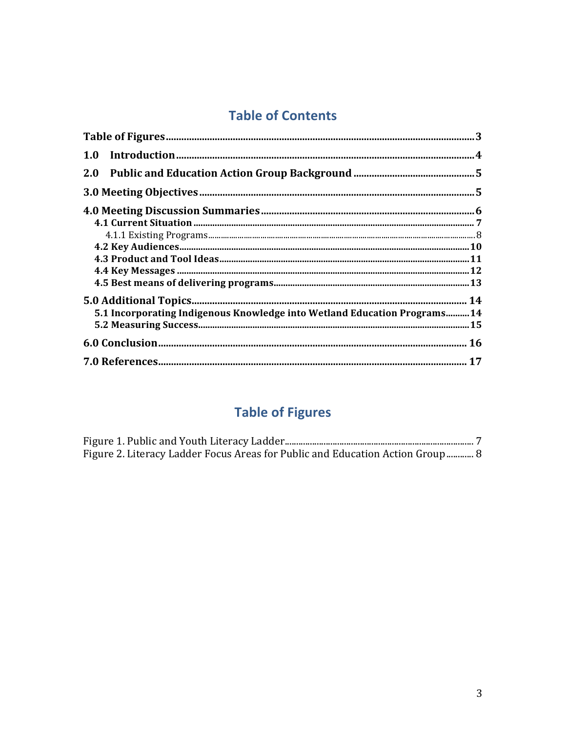## Table of Contents

Table of Figures .......... 3

1.0 Introduction .......... 4

2.0 Public and Education Action Group Background .......... 5

3.0 Meeting Objectives .......... 5

4.0 Meeting Discussion Summaries .......... 6

- 4.1 Current Situation .......... 7
  - 4.1.1 Existing Programs .......... 8
- 4.2 Key Audiences .......... 10
- 4.3 Product and Tool Ideas .......... 11
- 4.4 Key Messages .......... 12
- 4.5 Best means of delivering programs .......... 13

5.0 Additional Topics .......... 14

- 5.1 Incorporating Indigenous Knowledge into Wetland Education Programs .......... 14
- 5.2 Measuring Success .......... 15

6.0 Conclusion .......... 16

7.0 References .......... 17

## Table of Figures

Figure 1. Public and Youth Literacy Ladder .......... 7

Figure 2. Literacy Ladder Focus Areas for Public and Education Action Group .......... 8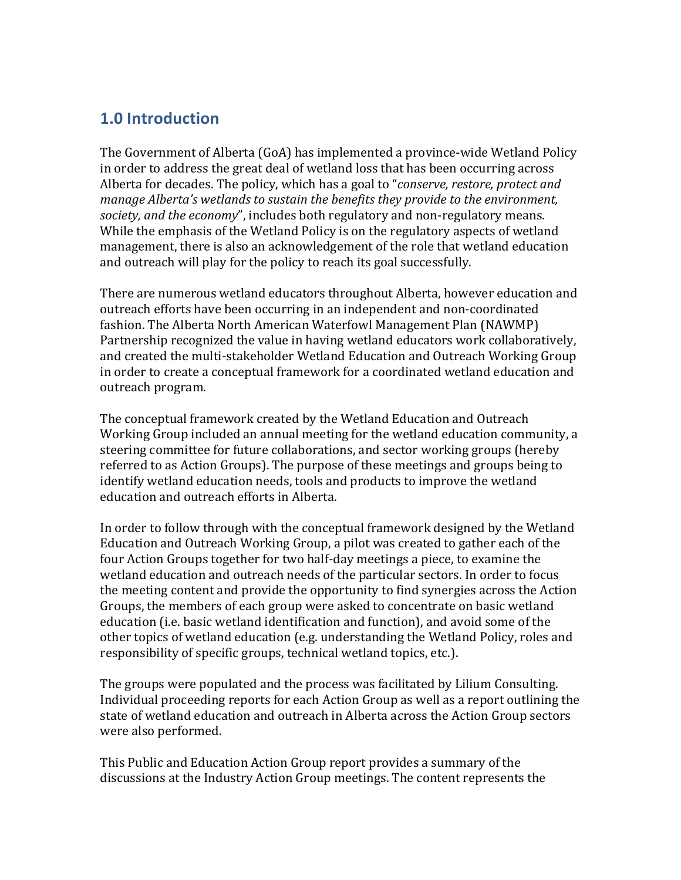## 1.0 Introduction

The Government of Alberta (GoA) has implemented a province-wide Wetland Policy in order to address the great deal of wetland loss that has been occurring across Alberta for decades. The policy, which has a goal to "*conserve, restore, protect and manage Alberta's wetlands to sustain the benefits they provide to the environment, society, and the economy*", includes both regulatory and non-regulatory means. While the emphasis of the Wetland Policy is on the regulatory aspects of wetland management, there is also an acknowledgement of the role that wetland education and outreach will play for the policy to reach its goal successfully.

There are numerous wetland educators throughout Alberta, however education and outreach efforts have been occurring in an independent and non-coordinated fashion. The Alberta North American Waterfowl Management Plan (NAWMP) Partnership recognized the value in having wetland educators work collaboratively, and created the multi-stakeholder Wetland Education and Outreach Working Group in order to create a conceptual framework for a coordinated wetland education and outreach program.

The conceptual framework created by the Wetland Education and Outreach Working Group included an annual meeting for the wetland education community, a steering committee for future collaborations, and sector working groups (hereby referred to as Action Groups). The purpose of these meetings and groups being to identify wetland education needs, tools and products to improve the wetland education and outreach efforts in Alberta.

In order to follow through with the conceptual framework designed by the Wetland Education and Outreach Working Group, a pilot was created to gather each of the four Action Groups together for two half-day meetings a piece, to examine the wetland education and outreach needs of the particular sectors. In order to focus the meeting content and provide the opportunity to find synergies across the Action Groups, the members of each group were asked to concentrate on basic wetland education (i.e. basic wetland identification and function), and avoid some of the other topics of wetland education (e.g. understanding the Wetland Policy, roles and responsibility of specific groups, technical wetland topics, etc.).

The groups were populated and the process was facilitated by Lilium Consulting. Individual proceeding reports for each Action Group as well as a report outlining the state of wetland education and outreach in Alberta across the Action Group sectors were also performed.

This Public and Education Action Group report provides a summary of the discussions at the Industry Action Group meetings. The content represents the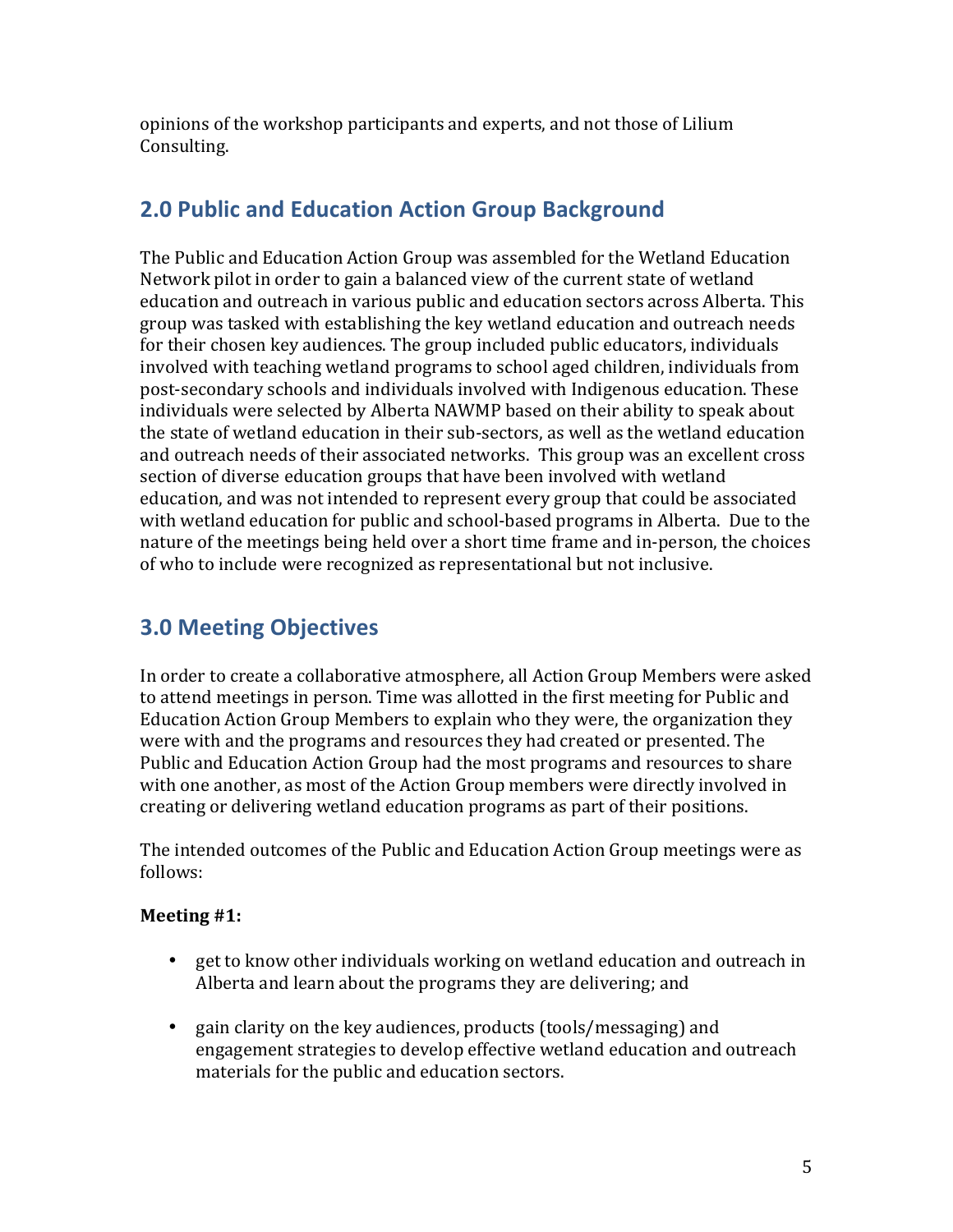opinions of the workshop participants and experts, and not those of Lilium Consulting.

## 2.0 Public and Education Action Group Background

The Public and Education Action Group was assembled for the Wetland Education Network pilot in order to gain a balanced view of the current state of wetland education and outreach in various public and education sectors across Alberta. This group was tasked with establishing the key wetland education and outreach needs for their chosen key audiences. The group included public educators, individuals involved with teaching wetland programs to school aged children, individuals from post-secondary schools and individuals involved with Indigenous education. These individuals were selected by Alberta NAWMP based on their ability to speak about the state of wetland education in their sub-sectors, as well as the wetland education and outreach needs of their associated networks. This group was an excellent cross section of diverse education groups that have been involved with wetland education, and was not intended to represent every group that could be associated with wetland education for public and school-based programs in Alberta. Due to the nature of the meetings being held over a short time frame and in-person, the choices of who to include were recognized as representational but not inclusive.

## 3.0 Meeting Objectives

In order to create a collaborative atmosphere, all Action Group Members were asked to attend meetings in person. Time was allotted in the first meeting for Public and Education Action Group Members to explain who they were, the organization they were with and the programs and resources they had created or presented. The Public and Education Action Group had the most programs and resources to share with one another, as most of the Action Group members were directly involved in creating or delivering wetland education programs as part of their positions.

The intended outcomes of the Public and Education Action Group meetings were as follows:

**Meeting #1:**

- get to know other individuals working on wetland education and outreach in Alberta and learn about the programs they are delivering; and
- gain clarity on the key audiences, products (tools/messaging) and engagement strategies to develop effective wetland education and outreach materials for the public and education sectors.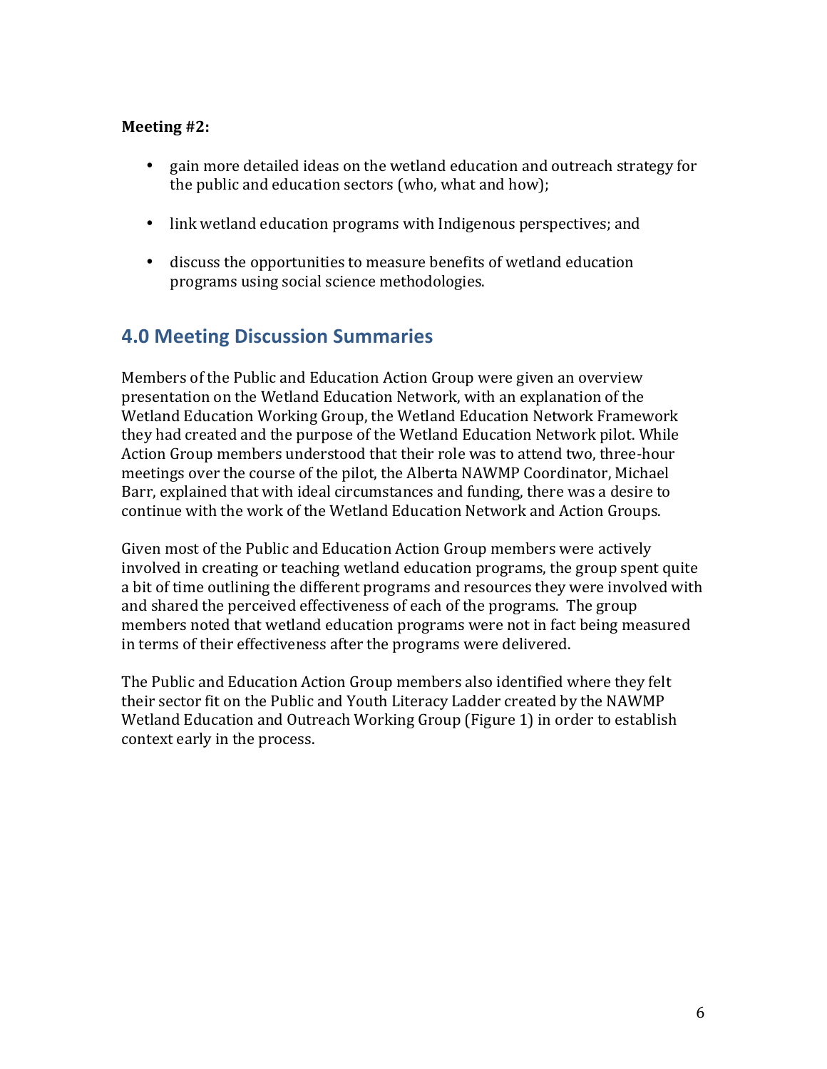**Meeting #2:**

- gain more detailed ideas on the wetland education and outreach strategy for the public and education sectors (who, what and how);
- link wetland education programs with Indigenous perspectives; and
- discuss the opportunities to measure benefits of wetland education programs using social science methodologies.

## 4.0 Meeting Discussion Summaries

Members of the Public and Education Action Group were given an overview presentation on the Wetland Education Network, with an explanation of the Wetland Education Working Group, the Wetland Education Network Framework they had created and the purpose of the Wetland Education Network pilot. While Action Group members understood that their role was to attend two, three-hour meetings over the course of the pilot, the Alberta NAWMP Coordinator, Michael Barr, explained that with ideal circumstances and funding, there was a desire to continue with the work of the Wetland Education Network and Action Groups.

Given most of the Public and Education Action Group members were actively involved in creating or teaching wetland education programs, the group spent quite a bit of time outlining the different programs and resources they were involved with and shared the perceived effectiveness of each of the programs. The group members noted that wetland education programs were not in fact being measured in terms of their effectiveness after the programs were delivered.

The Public and Education Action Group members also identified where they felt their sector fit on the Public and Youth Literacy Ladder created by the NAWMP Wetland Education and Outreach Working Group (Figure 1) in order to establish context early in the process.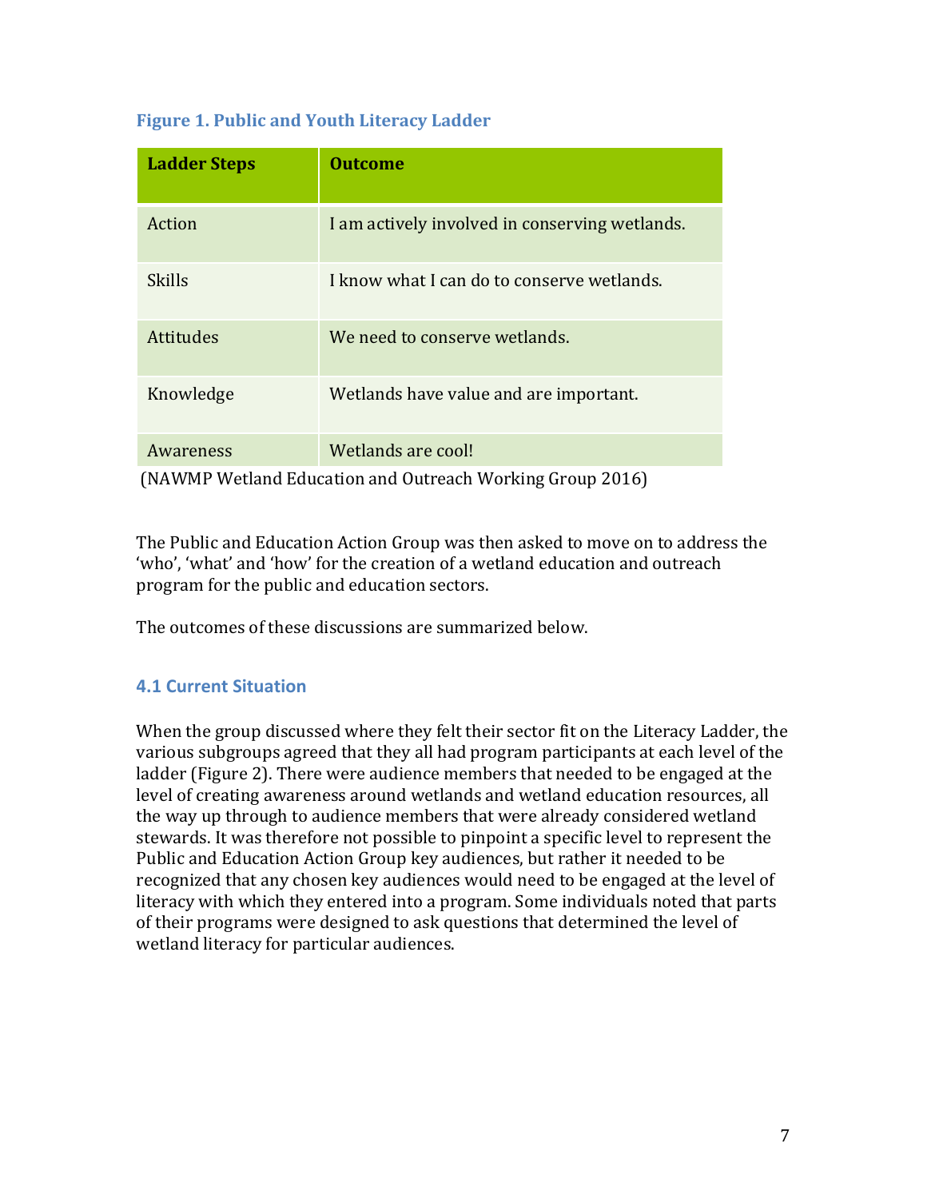**Figure 1. Public and Youth Literacy Ladder**

| Ladder Steps | Outcome |
|---|---|
| Action | I am actively involved in conserving wetlands. |
| Skills | I know what I can do to conserve wetlands. |
| Attitudes | We need to conserve wetlands. |
| Knowledge | Wetlands have value and are important. |
| Awareness | Wetlands are cool! |

(NAWMP Wetland Education and Outreach Working Group 2016)

The Public and Education Action Group was then asked to move on to address the 'who', 'what' and 'how' for the creation of a wetland education and outreach program for the public and education sectors.

The outcomes of these discussions are summarized below.

### 4.1 Current Situation

When the group discussed where they felt their sector fit on the Literacy Ladder, the various subgroups agreed that they all had program participants at each level of the ladder (Figure 2). There were audience members that needed to be engaged at the level of creating awareness around wetlands and wetland education resources, all the way up through to audience members that were already considered wetland stewards. It was therefore not possible to pinpoint a specific level to represent the Public and Education Action Group key audiences, but rather it needed to be recognized that any chosen key audiences would need to be engaged at the level of literacy with which they entered into a program. Some individuals noted that parts of their programs were designed to ask questions that determined the level of wetland literacy for particular audiences.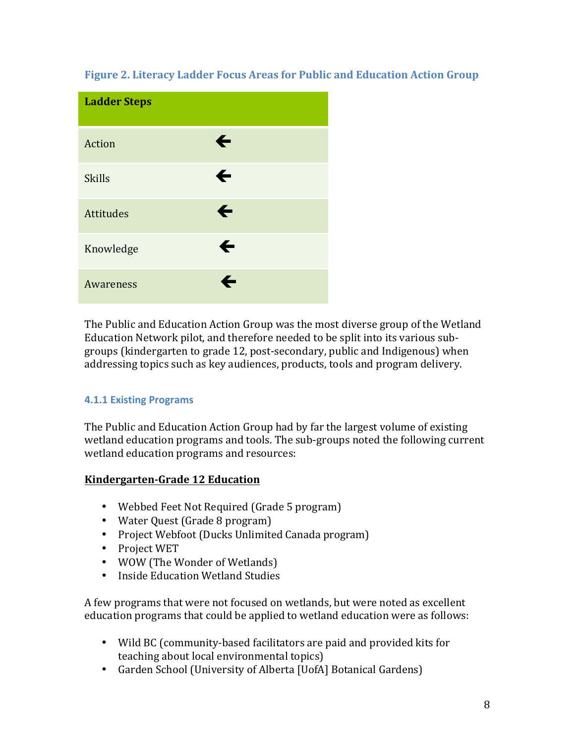**Figure 2. Literacy Ladder Focus Areas for Public and Education Action Group**

| Ladder Steps | |
|---|---|
| Action | ← |
| Skills | ← |
| Attitudes | ← |
| Knowledge | ← |
| Awareness | ← |

The Public and Education Action Group was the most diverse group of the Wetland Education Network pilot, and therefore needed to be split into its various sub-groups (kindergarten to grade 12, post-secondary, public and Indigenous) when addressing topics such as key audiences, products, tools and program delivery.

### 4.1.1 Existing Programs

The Public and Education Action Group had by far the largest volume of existing wetland education programs and tools. The sub-groups noted the following current wetland education programs and resources:

**Kindergarten-Grade 12 Education**

- Webbed Feet Not Required (Grade 5 program)
- Water Quest (Grade 8 program)
- Project Webfoot (Ducks Unlimited Canada program)
- Project WET
- WOW (The Wonder of Wetlands)
- Inside Education Wetland Studies

A few programs that were not focused on wetlands, but were noted as excellent education programs that could be applied to wetland education were as follows:

- Wild BC (community-based facilitators are paid and provided kits for teaching about local environmental topics)
- Garden School (University of Alberta [UofA] Botanical Gardens)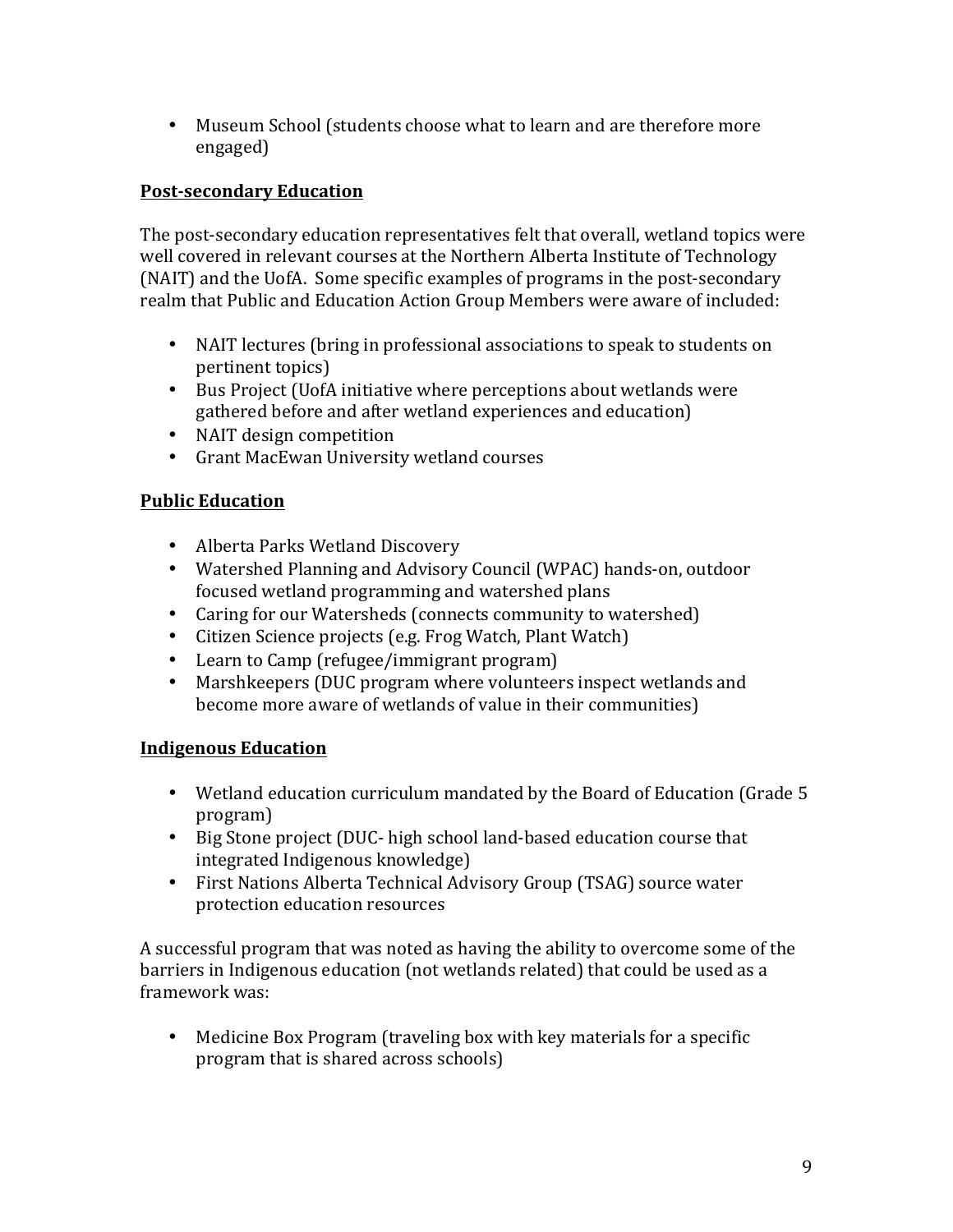- Museum School (students choose what to learn and are therefore more engaged)

**Post-secondary Education**

The post-secondary education representatives felt that overall, wetland topics were well covered in relevant courses at the Northern Alberta Institute of Technology (NAIT) and the UofA. Some specific examples of programs in the post-secondary realm that Public and Education Action Group Members were aware of included:

- NAIT lectures (bring in professional associations to speak to students on pertinent topics)
- Bus Project (UofA initiative where perceptions about wetlands were gathered before and after wetland experiences and education)
- NAIT design competition
- Grant MacEwan University wetland courses

**Public Education**

- Alberta Parks Wetland Discovery
- Watershed Planning and Advisory Council (WPAC) hands-on, outdoor focused wetland programming and watershed plans
- Caring for our Watersheds (connects community to watershed)
- Citizen Science projects (e.g. Frog Watch, Plant Watch)
- Learn to Camp (refugee/immigrant program)
- Marshkeepers (DUC program where volunteers inspect wetlands and become more aware of wetlands of value in their communities)

**Indigenous Education**

- Wetland education curriculum mandated by the Board of Education (Grade 5 program)
- Big Stone project (DUC- high school land-based education course that integrated Indigenous knowledge)
- First Nations Alberta Technical Advisory Group (TSAG) source water protection education resources

A successful program that was noted as having the ability to overcome some of the barriers in Indigenous education (not wetlands related) that could be used as a framework was:

- Medicine Box Program (traveling box with key materials for a specific program that is shared across schools)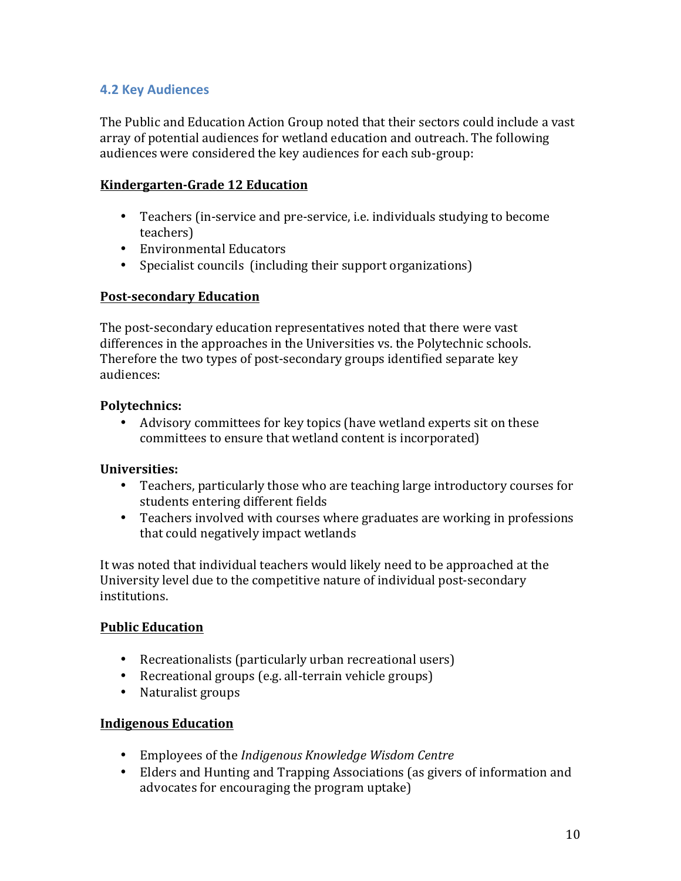## 4.2 Key Audiences

The Public and Education Action Group noted that their sectors could include a vast array of potential audiences for wetland education and outreach. The following audiences were considered the key audiences for each sub-group:

**Kindergarten-Grade 12 Education**

- Teachers (in-service and pre-service, i.e. individuals studying to become teachers)
- Environmental Educators
- Specialist councils (including their support organizations)

**Post-secondary Education**

The post-secondary education representatives noted that there were vast differences in the approaches in the Universities vs. the Polytechnic schools. Therefore the two types of post-secondary groups identified separate key audiences:

**Polytechnics:**

- Advisory committees for key topics (have wetland experts sit on these committees to ensure that wetland content is incorporated)

**Universities:**

- Teachers, particularly those who are teaching large introductory courses for students entering different fields
- Teachers involved with courses where graduates are working in professions that could negatively impact wetlands

It was noted that individual teachers would likely need to be approached at the University level due to the competitive nature of individual post-secondary institutions.

**Public Education**

- Recreationalists (particularly urban recreational users)
- Recreational groups (e.g. all-terrain vehicle groups)
- Naturalist groups

**Indigenous Education**

- Employees of the *Indigenous Knowledge Wisdom Centre*
- Elders and Hunting and Trapping Associations (as givers of information and advocates for encouraging the program uptake)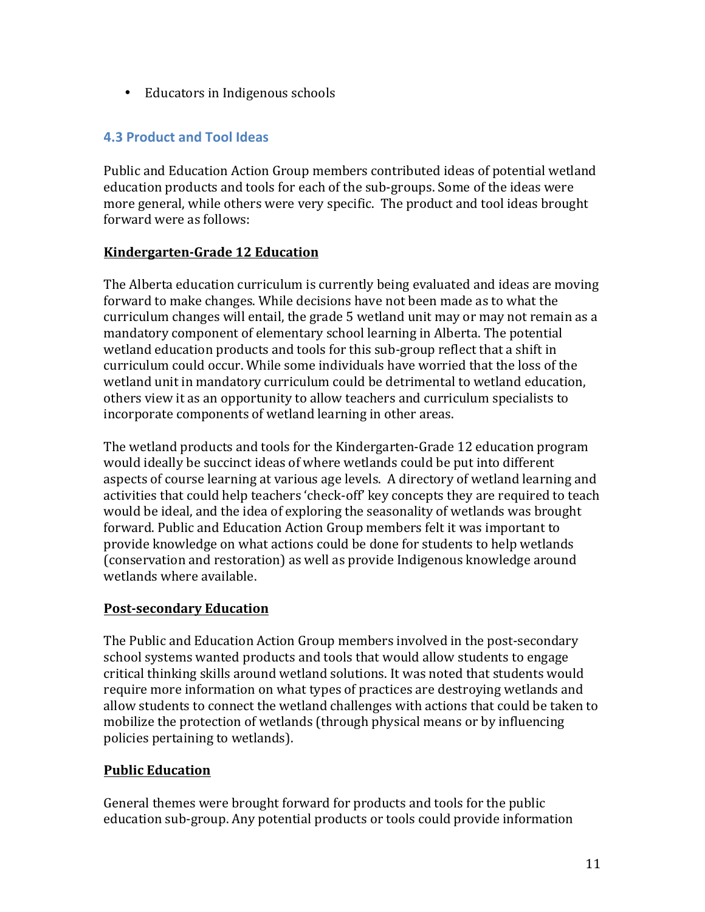- Educators in Indigenous schools

### 4.3 Product and Tool Ideas

Public and Education Action Group members contributed ideas of potential wetland education products and tools for each of the sub-groups. Some of the ideas were more general, while others were very specific. The product and tool ideas brought forward were as follows:

**Kindergarten-Grade 12 Education**

The Alberta education curriculum is currently being evaluated and ideas are moving forward to make changes. While decisions have not been made as to what the curriculum changes will entail, the grade 5 wetland unit may or may not remain as a mandatory component of elementary school learning in Alberta. The potential wetland education products and tools for this sub-group reflect that a shift in curriculum could occur. While some individuals have worried that the loss of the wetland unit in mandatory curriculum could be detrimental to wetland education, others view it as an opportunity to allow teachers and curriculum specialists to incorporate components of wetland learning in other areas.

The wetland products and tools for the Kindergarten-Grade 12 education program would ideally be succinct ideas of where wetlands could be put into different aspects of course learning at various age levels. A directory of wetland learning and activities that could help teachers 'check-off' key concepts they are required to teach would be ideal, and the idea of exploring the seasonality of wetlands was brought forward. Public and Education Action Group members felt it was important to provide knowledge on what actions could be done for students to help wetlands (conservation and restoration) as well as provide Indigenous knowledge around wetlands where available.

**Post-secondary Education**

The Public and Education Action Group members involved in the post-secondary school systems wanted products and tools that would allow students to engage critical thinking skills around wetland solutions. It was noted that students would require more information on what types of practices are destroying wetlands and allow students to connect the wetland challenges with actions that could be taken to mobilize the protection of wetlands (through physical means or by influencing policies pertaining to wetlands).

**Public Education**

General themes were brought forward for products and tools for the public education sub-group. Any potential products or tools could provide information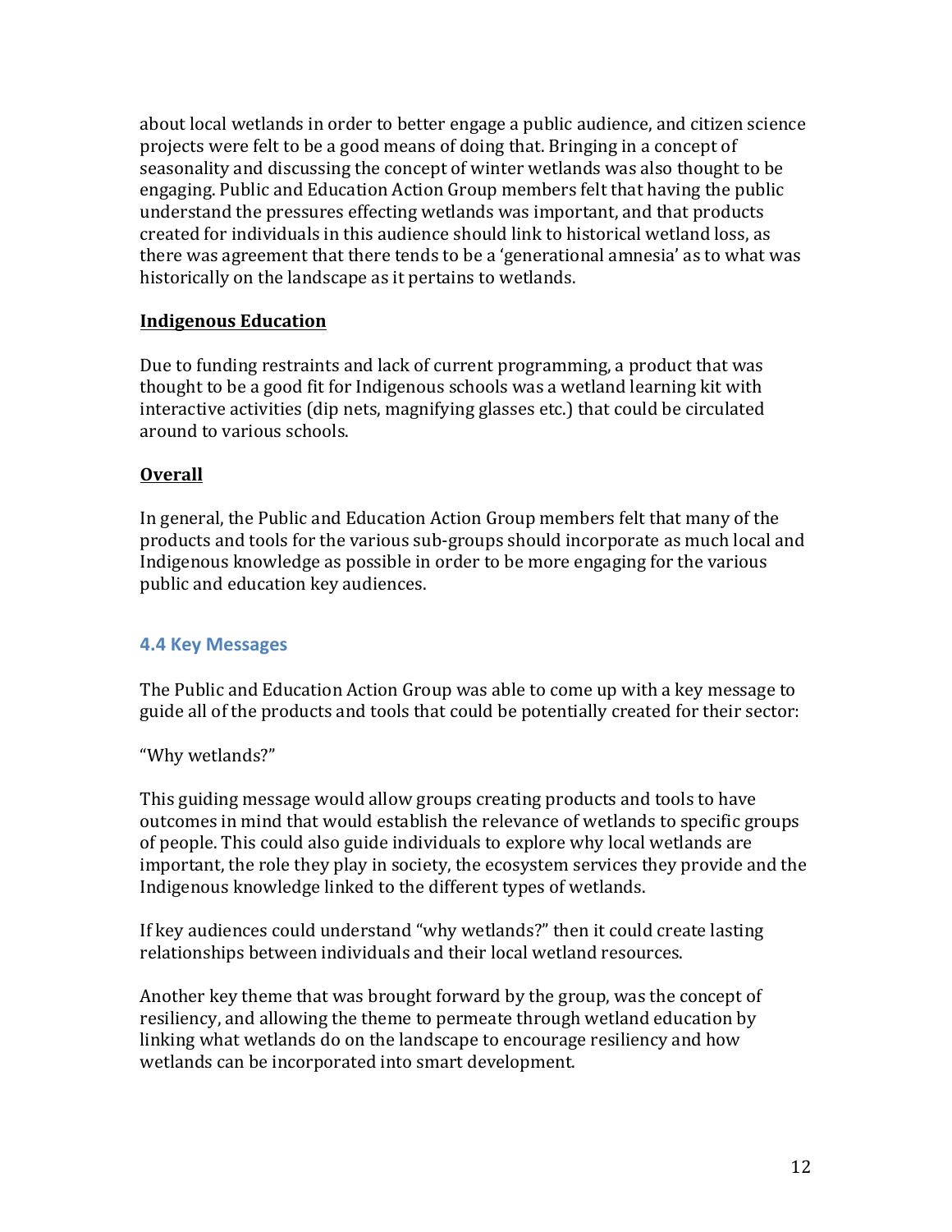about local wetlands in order to better engage a public audience, and citizen science projects were felt to be a good means of doing that. Bringing in a concept of seasonality and discussing the concept of winter wetlands was also thought to be engaging. Public and Education Action Group members felt that having the public understand the pressures effecting wetlands was important, and that products created for individuals in this audience should link to historical wetland loss, as there was agreement that there tends to be a 'generational amnesia' as to what was historically on the landscape as it pertains to wetlands.

**Indigenous Education**

Due to funding restraints and lack of current programming, a product that was thought to be a good fit for Indigenous schools was a wetland learning kit with interactive activities (dip nets, magnifying glasses etc.) that could be circulated around to various schools.

**Overall**

In general, the Public and Education Action Group members felt that many of the products and tools for the various sub-groups should incorporate as much local and Indigenous knowledge as possible in order to be more engaging for the various public and education key audiences.

### 4.4 Key Messages

The Public and Education Action Group was able to come up with a key message to guide all of the products and tools that could be potentially created for their sector:

"Why wetlands?"

This guiding message would allow groups creating products and tools to have outcomes in mind that would establish the relevance of wetlands to specific groups of people. This could also guide individuals to explore why local wetlands are important, the role they play in society, the ecosystem services they provide and the Indigenous knowledge linked to the different types of wetlands.

If key audiences could understand "why wetlands?" then it could create lasting relationships between individuals and their local wetland resources.

Another key theme that was brought forward by the group, was the concept of resiliency, and allowing the theme to permeate through wetland education by linking what wetlands do on the landscape to encourage resiliency and how wetlands can be incorporated into smart development.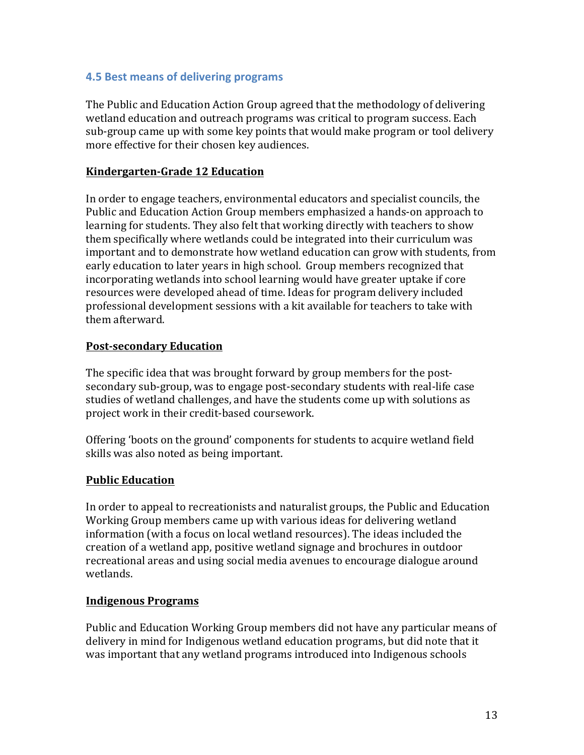### 4.5 Best means of delivering programs

The Public and Education Action Group agreed that the methodology of delivering wetland education and outreach programs was critical to program success. Each sub-group came up with some key points that would make program or tool delivery more effective for their chosen key audiences.

**Kindergarten-Grade 12 Education**

In order to engage teachers, environmental educators and specialist councils, the Public and Education Action Group members emphasized a hands-on approach to learning for students. They also felt that working directly with teachers to show them specifically where wetlands could be integrated into their curriculum was important and to demonstrate how wetland education can grow with students, from early education to later years in high school. Group members recognized that incorporating wetlands into school learning would have greater uptake if core resources were developed ahead of time. Ideas for program delivery included professional development sessions with a kit available for teachers to take with them afterward.

**Post-secondary Education**

The specific idea that was brought forward by group members for the post-secondary sub-group, was to engage post-secondary students with real-life case studies of wetland challenges, and have the students come up with solutions as project work in their credit-based coursework.

Offering 'boots on the ground' components for students to acquire wetland field skills was also noted as being important.

**Public Education**

In order to appeal to recreationists and naturalist groups, the Public and Education Working Group members came up with various ideas for delivering wetland information (with a focus on local wetland resources). The ideas included the creation of a wetland app, positive wetland signage and brochures in outdoor recreational areas and using social media avenues to encourage dialogue around wetlands.

**Indigenous Programs**

Public and Education Working Group members did not have any particular means of delivery in mind for Indigenous wetland education programs, but did note that it was important that any wetland programs introduced into Indigenous schools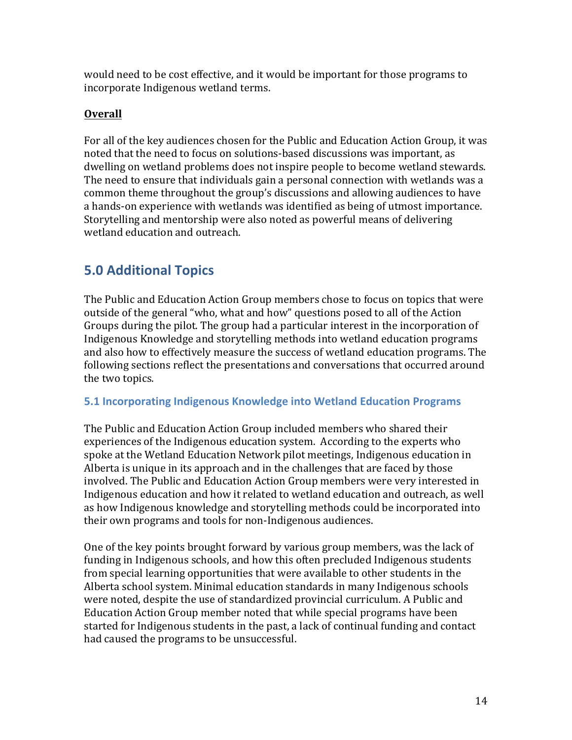would need to be cost effective, and it would be important for those programs to incorporate Indigenous wetland terms.

**Overall**

For all of the key audiences chosen for the Public and Education Action Group, it was noted that the need to focus on solutions-based discussions was important, as dwelling on wetland problems does not inspire people to become wetland stewards. The need to ensure that individuals gain a personal connection with wetlands was a common theme throughout the group's discussions and allowing audiences to have a hands-on experience with wetlands was identified as being of utmost importance. Storytelling and mentorship were also noted as powerful means of delivering wetland education and outreach.

# 5.0 Additional Topics

The Public and Education Action Group members chose to focus on topics that were outside of the general "who, what and how" questions posed to all of the Action Groups during the pilot. The group had a particular interest in the incorporation of Indigenous Knowledge and storytelling methods into wetland education programs and also how to effectively measure the success of wetland education programs. The following sections reflect the presentations and conversations that occurred around the two topics.

## 5.1 Incorporating Indigenous Knowledge into Wetland Education Programs

The Public and Education Action Group included members who shared their experiences of the Indigenous education system. According to the experts who spoke at the Wetland Education Network pilot meetings, Indigenous education in Alberta is unique in its approach and in the challenges that are faced by those involved. The Public and Education Action Group members were very interested in Indigenous education and how it related to wetland education and outreach, as well as how Indigenous knowledge and storytelling methods could be incorporated into their own programs and tools for non-Indigenous audiences.

One of the key points brought forward by various group members, was the lack of funding in Indigenous schools, and how this often precluded Indigenous students from special learning opportunities that were available to other students in the Alberta school system. Minimal education standards in many Indigenous schools were noted, despite the use of standardized provincial curriculum. A Public and Education Action Group member noted that while special programs have been started for Indigenous students in the past, a lack of continual funding and contact had caused the programs to be unsuccessful.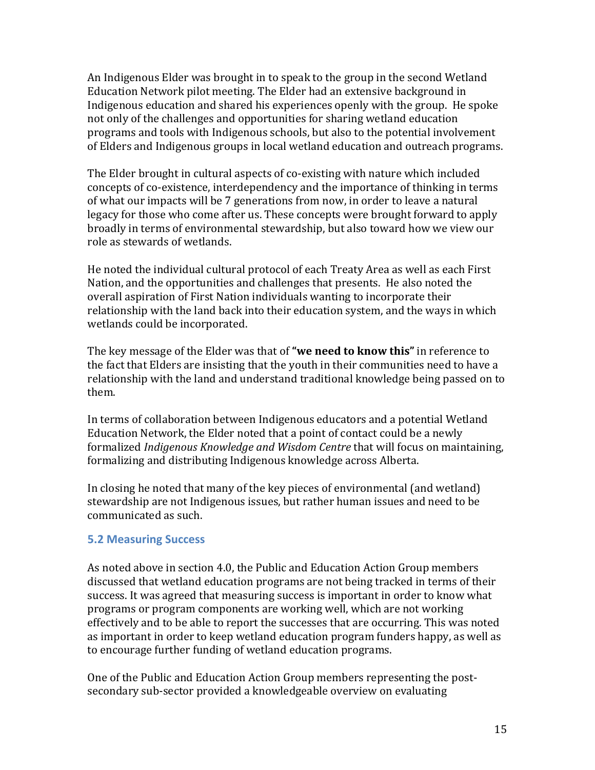An Indigenous Elder was brought in to speak to the group in the second Wetland Education Network pilot meeting. The Elder had an extensive background in Indigenous education and shared his experiences openly with the group. He spoke not only of the challenges and opportunities for sharing wetland education programs and tools with Indigenous schools, but also to the potential involvement of Elders and Indigenous groups in local wetland education and outreach programs.

The Elder brought in cultural aspects of co-existing with nature which included concepts of co-existence, interdependency and the importance of thinking in terms of what our impacts will be 7 generations from now, in order to leave a natural legacy for those who come after us. These concepts were brought forward to apply broadly in terms of environmental stewardship, but also toward how we view our role as stewards of wetlands.

He noted the individual cultural protocol of each Treaty Area as well as each First Nation, and the opportunities and challenges that presents. He also noted the overall aspiration of First Nation individuals wanting to incorporate their relationship with the land back into their education system, and the ways in which wetlands could be incorporated.

The key message of the Elder was that of **"we need to know this"** in reference to the fact that Elders are insisting that the youth in their communities need to have a relationship with the land and understand traditional knowledge being passed on to them.

In terms of collaboration between Indigenous educators and a potential Wetland Education Network, the Elder noted that a point of contact could be a newly formalized *Indigenous Knowledge and Wisdom Centre* that will focus on maintaining, formalizing and distributing Indigenous knowledge across Alberta.

In closing he noted that many of the key pieces of environmental (and wetland) stewardship are not Indigenous issues, but rather human issues and need to be communicated as such.

### 5.2 Measuring Success

As noted above in section 4.0, the Public and Education Action Group members discussed that wetland education programs are not being tracked in terms of their success. It was agreed that measuring success is important in order to know what programs or program components are working well, which are not working effectively and to be able to report the successes that are occurring. This was noted as important in order to keep wetland education program funders happy, as well as to encourage further funding of wetland education programs.

One of the Public and Education Action Group members representing the post-secondary sub-sector provided a knowledgeable overview on evaluating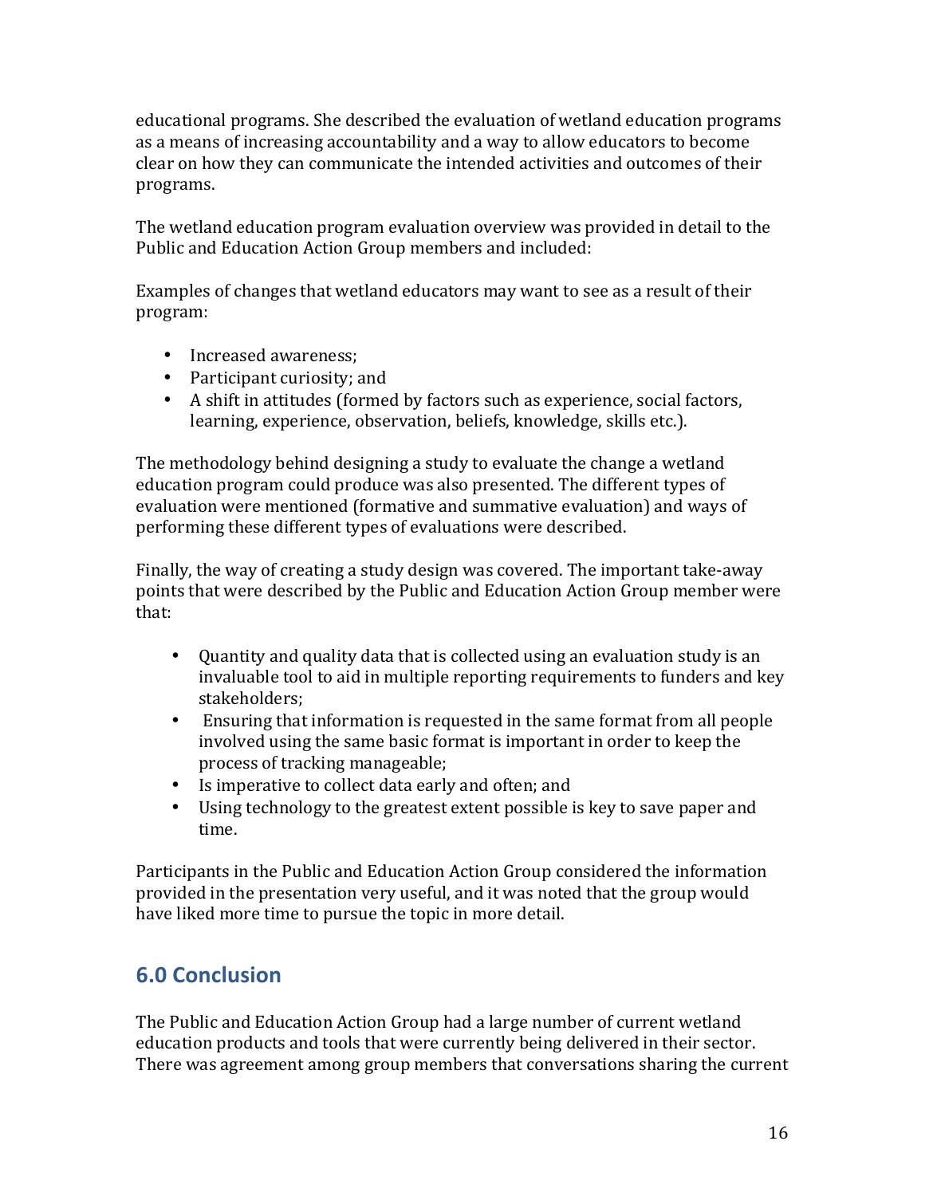educational programs. She described the evaluation of wetland education programs as a means of increasing accountability and a way to allow educators to become clear on how they can communicate the intended activities and outcomes of their programs.

The wetland education program evaluation overview was provided in detail to the Public and Education Action Group members and included:

Examples of changes that wetland educators may want to see as a result of their program:

- Increased awareness;
- Participant curiosity; and
- A shift in attitudes (formed by factors such as experience, social factors, learning, experience, observation, beliefs, knowledge, skills etc.).

The methodology behind designing a study to evaluate the change a wetland education program could produce was also presented. The different types of evaluation were mentioned (formative and summative evaluation) and ways of performing these different types of evaluations were described.

Finally, the way of creating a study design was covered. The important take-away points that were described by the Public and Education Action Group member were that:

- Quantity and quality data that is collected using an evaluation study is an invaluable tool to aid in multiple reporting requirements to funders and key stakeholders;
- Ensuring that information is requested in the same format from all people involved using the same basic format is important in order to keep the process of tracking manageable;
- Is imperative to collect data early and often; and
- Using technology to the greatest extent possible is key to save paper and time.

Participants in the Public and Education Action Group considered the information provided in the presentation very useful, and it was noted that the group would have liked more time to pursue the topic in more detail.

## 6.0 Conclusion

The Public and Education Action Group had a large number of current wetland education products and tools that were currently being delivered in their sector. There was agreement among group members that conversations sharing the current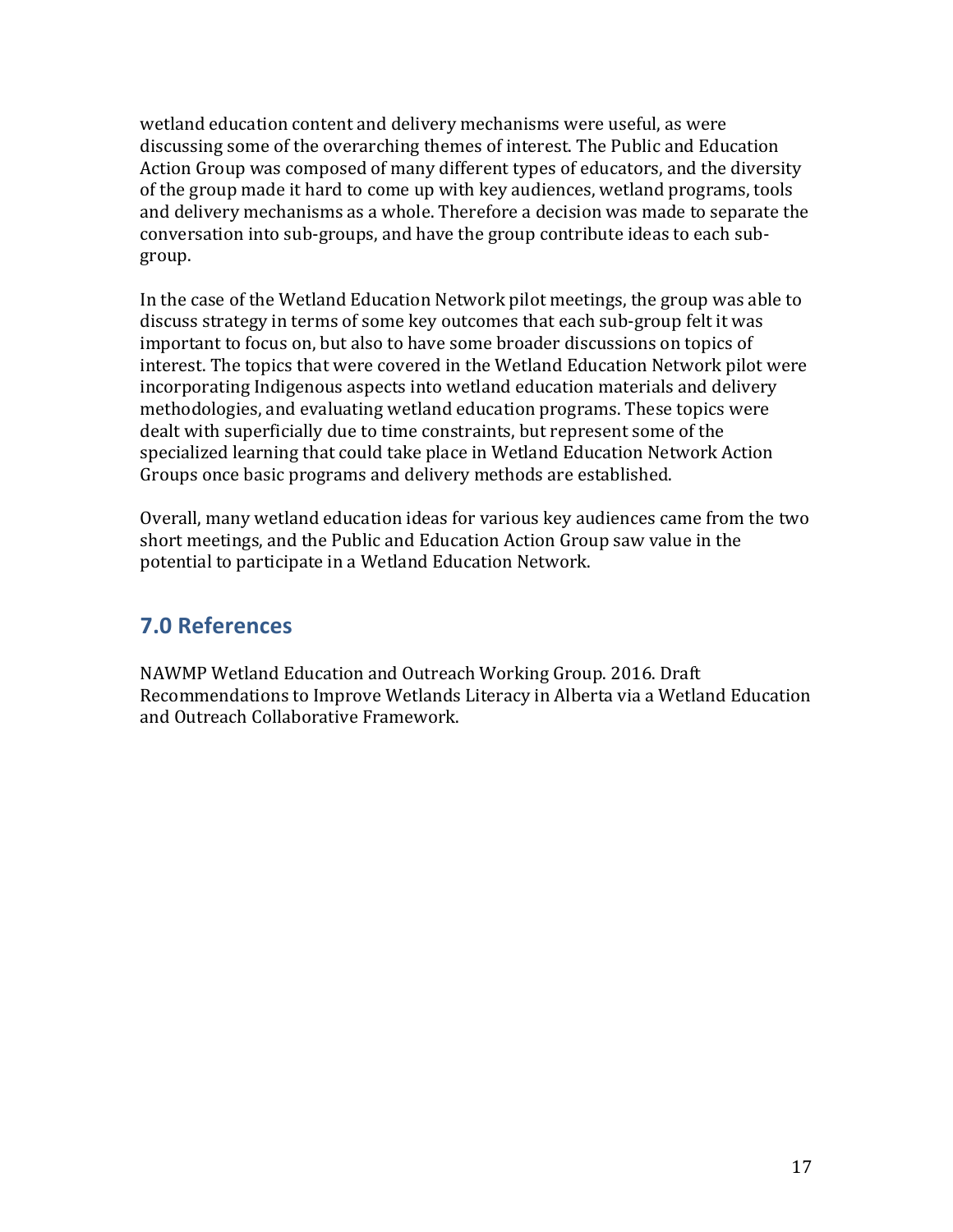wetland education content and delivery mechanisms were useful, as were discussing some of the overarching themes of interest. The Public and Education Action Group was composed of many different types of educators, and the diversity of the group made it hard to come up with key audiences, wetland programs, tools and delivery mechanisms as a whole. Therefore a decision was made to separate the conversation into sub-groups, and have the group contribute ideas to each sub-group.

In the case of the Wetland Education Network pilot meetings, the group was able to discuss strategy in terms of some key outcomes that each sub-group felt it was important to focus on, but also to have some broader discussions on topics of interest. The topics that were covered in the Wetland Education Network pilot were incorporating Indigenous aspects into wetland education materials and delivery methodologies, and evaluating wetland education programs. These topics were dealt with superficially due to time constraints, but represent some of the specialized learning that could take place in Wetland Education Network Action Groups once basic programs and delivery methods are established.

Overall, many wetland education ideas for various key audiences came from the two short meetings, and the Public and Education Action Group saw value in the potential to participate in a Wetland Education Network.

## 7.0 References

NAWMP Wetland Education and Outreach Working Group. 2016. Draft Recommendations to Improve Wetlands Literacy in Alberta via a Wetland Education and Outreach Collaborative Framework.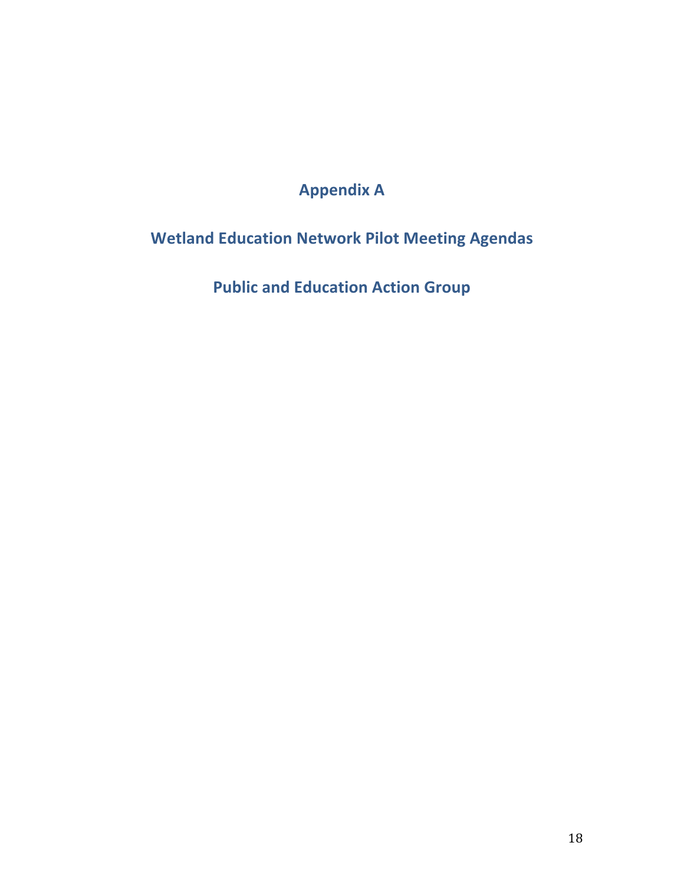# Appendix A

## Wetland Education Network Pilot Meeting Agendas

## Public and Education Action Group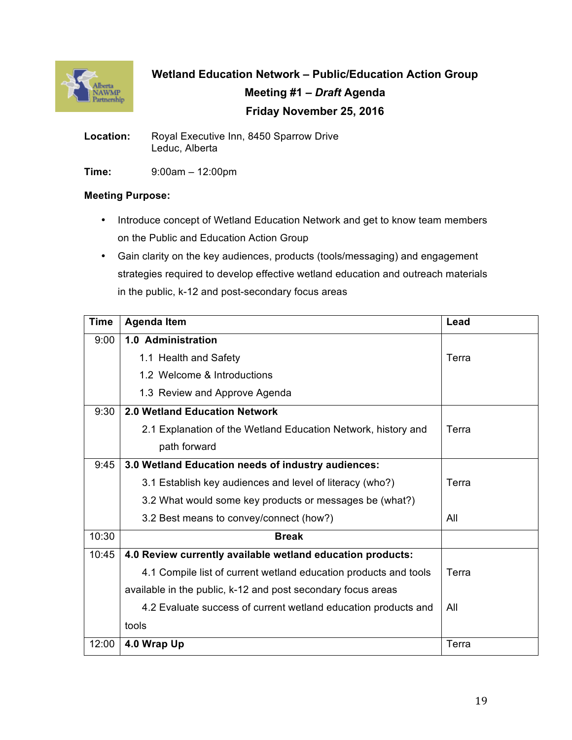# Wetland Education Network – Public/Education Action Group

## Meeting #1 – *Draft* Agenda

## Friday November 25, 2016

**Location:** Royal Executive Inn, 8450 Sparrow Drive
Leduc, Alberta

**Time:** 9:00am – 12:00pm

**Meeting Purpose:**

- Introduce concept of Wetland Education Network and get to know team members on the Public and Education Action Group
- Gain clarity on the key audiences, products (tools/messaging) and engagement strategies required to develop effective wetland education and outreach materials in the public, k-12 and post-secondary focus areas

| Time | Agenda Item | Lead |
|---|---|---|
| 9:00 | **1.0 Administration**<br>1.1 Health and Safety<br>1.2 Welcome & Introductions<br>1.3 Review and Approve Agenda | Terra |
| 9:30 | **2.0 Wetland Education Network**<br>2.1 Explanation of the Wetland Education Network, history and path forward | Terra |
| 9:45 | **3.0 Wetland Education needs of industry audiences:**<br>3.1 Establish key audiences and level of literacy (who?)<br>3.2 What would some key products or messages be (what?)<br>3.2 Best means to convey/connect (how?) | Terra<br><br>All |
| 10:30 | **Break** | |
| 10:45 | **4.0 Review currently available wetland education products:**<br>4.1 Compile list of current wetland education products and tools available in the public, k-12 and post secondary focus areas<br>4.2 Evaluate success of current wetland education products and tools | Terra<br><br>All |
| 12:00 | **4.0 Wrap Up** | Terra |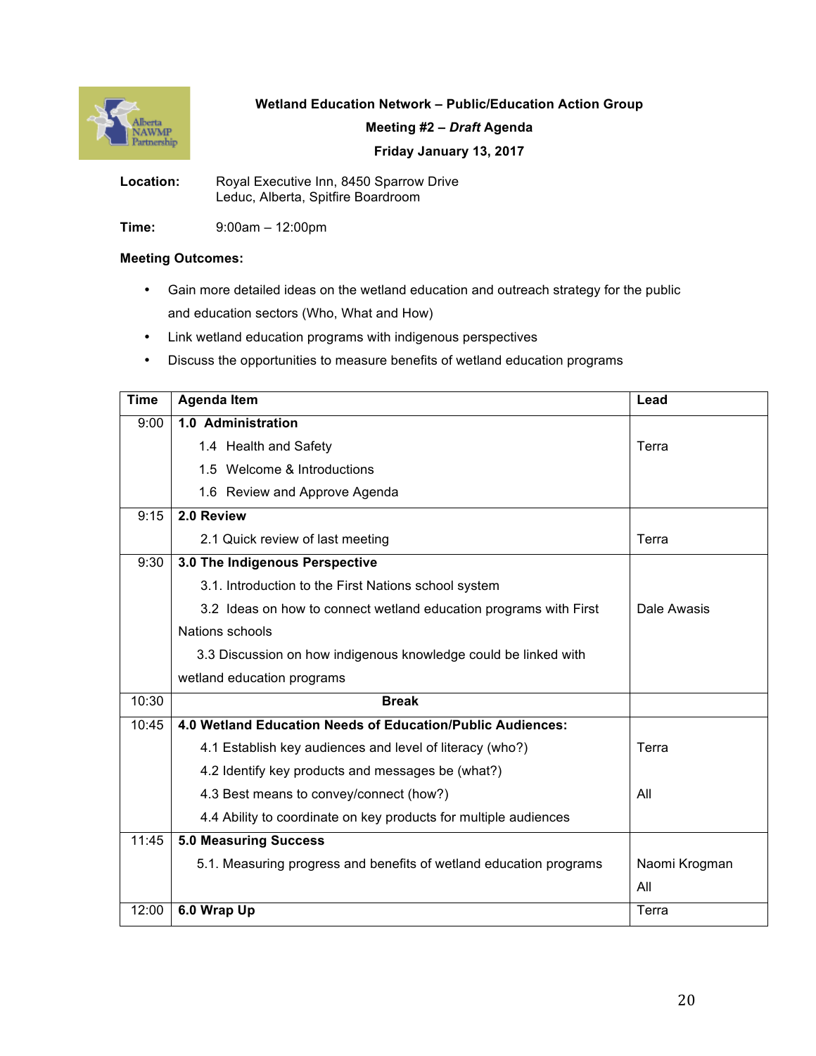**Wetland Education Network – Public/Education Action Group**

**Meeting #2 – *Draft* Agenda**

**Friday January 13, 2017**

**Location:** Royal Executive Inn, 8450 Sparrow Drive
Leduc, Alberta, Spitfire Boardroom

**Time:** 9:00am – 12:00pm

**Meeting Outcomes:**

- Gain more detailed ideas on the wetland education and outreach strategy for the public and education sectors (Who, What and How)
- Link wetland education programs with indigenous perspectives
- Discuss the opportunities to measure benefits of wetland education programs

| Time | Agenda Item | Lead |
|---|---|---|
| 9:00 | **1.0 Administration**<br>1.4 Health and Safety<br>1.5 Welcome & Introductions<br>1.6 Review and Approve Agenda | Terra |
| 9:15 | **2.0 Review**<br>2.1 Quick review of last meeting | Terra |
| 9:30 | **3.0 The Indigenous Perspective**<br>3.1. Introduction to the First Nations school system<br>3.2 Ideas on how to connect wetland education programs with First Nations schools<br>3.3 Discussion on how indigenous knowledge could be linked with wetland education programs | Dale Awasis |
| 10:30 | **Break** | |
| 10:45 | **4.0 Wetland Education Needs of Education/Public Audiences:**<br>4.1 Establish key audiences and level of literacy (who?)<br>4.2 Identify key products and messages be (what?)<br>4.3 Best means to convey/connect (how?)<br>4.4 Ability to coordinate on key products for multiple audiences | Terra<br><br>All |
| 11:45 | **5.0 Measuring Success**<br>5.1. Measuring progress and benefits of wetland education programs | Naomi Krogman<br>All |
| 12:00 | **6.0 Wrap Up** | Terra |